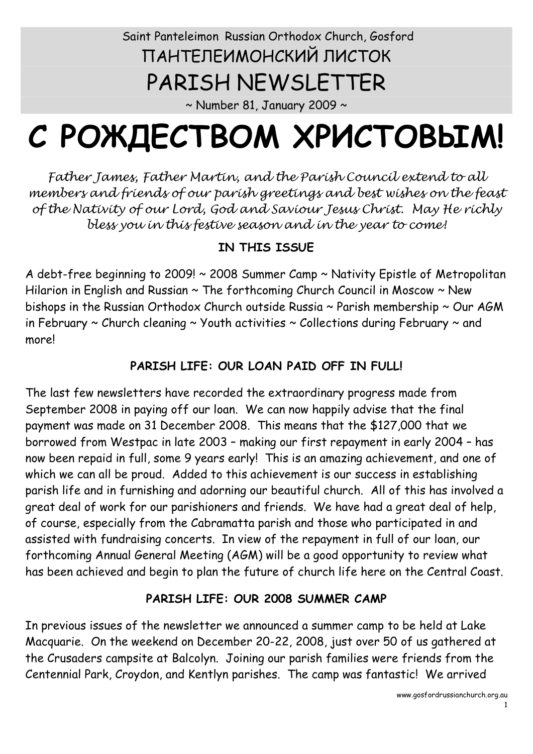Saint Panteleimon Russian Orthodox Church, Gosford

ПАНТЕЛЕИМОНСКИЙ ЛИСТОК

# PARISH NEWSLETTER

~ Number 81, January 2009 ~

# С РОЖДЕСТВОМ ХРИСТОВЫМ!

*Father James, Father Martin, and the Parish Council extend to all members and friends of our parish greetings and best wishes on the feast of the Nativity of our Lord, God and Saviour Jesus Christ. May He richly bless you in this festive season and in the year to come!*

**IN THIS ISSUE**

A debt-free beginning to 2009! ~ 2008 Summer Camp ~ Nativity Epistle of Metropolitan Hilarion in English and Russian ~ The forthcoming Church Council in Moscow ~ New bishops in the Russian Orthodox Church outside Russia ~ Parish membership ~ Our AGM in February ~ Church cleaning ~ Youth activities ~ Collections during February ~ and more!

**PARISH LIFE: OUR LOAN PAID OFF IN FULL!**

The last few newsletters have recorded the extraordinary progress made from September 2008 in paying off our loan. We can now happily advise that the final payment was made on 31 December 2008. This means that the $127,000 that we borrowed from Westpac in late 2003 – making our first repayment in early 2004 – has now been repaid in full, some 9 years early! This is an amazing achievement, and one of which we can all be proud. Added to this achievement is our success in establishing parish life and in furnishing and adorning our beautiful church. All of this has involved a great deal of work for our parishioners and friends. We have had a great deal of help, of course, especially from the Cabramatta parish and those who participated in and assisted with fundraising concerts. In view of the repayment in full of our loan, our forthcoming Annual General Meeting (AGM) will be a good opportunity to review what has been achieved and begin to plan the future of church life here on the Central Coast.

**PARISH LIFE: OUR 2008 SUMMER CAMP**

In previous issues of the newsletter we announced a summer camp to be held at Lake Macquarie. On the weekend on December 20-22, 2008, just over 50 of us gathered at the Crusaders campsite at Balcolyn. Joining our parish families were friends from the Centennial Park, Croydon, and Kentlyn parishes. The camp was fantastic! We arrived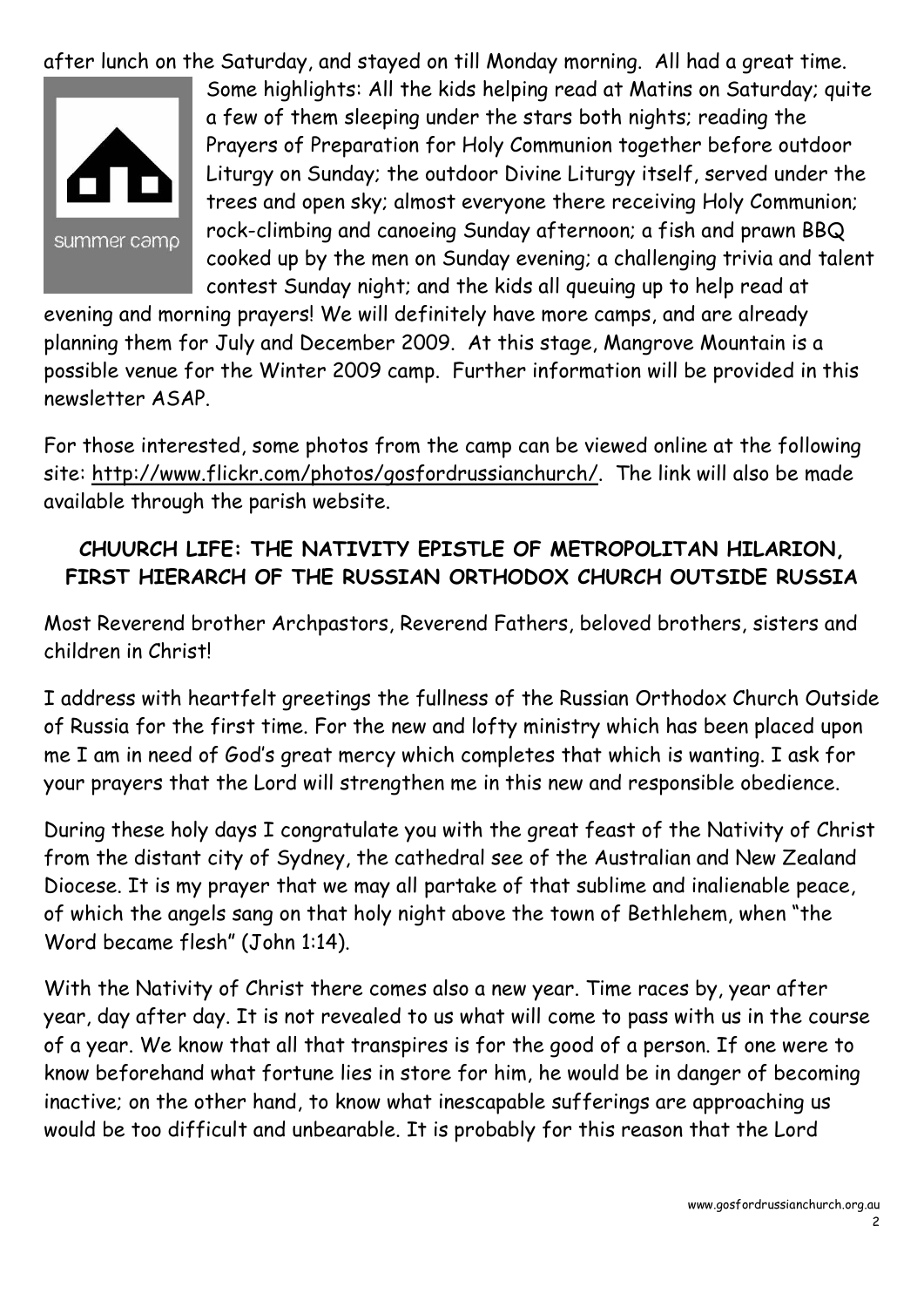after lunch on the Saturday, and stayed on till Monday morning. All had a great time. Some highlights: All the kids helping read at Matins on Saturday; quite a few of them sleeping under the stars both nights; reading the Prayers of Preparation for Holy Communion together before outdoor Liturgy on Sunday; the outdoor Divine Liturgy itself, served under the trees and open sky; almost everyone there receiving Holy Communion; rock-climbing and canoeing Sunday afternoon; a fish and prawn BBQ cooked up by the men on Sunday evening; a challenging trivia and talent contest Sunday night; and the kids all queuing up to help read at evening and morning prayers! We will definitely have more camps, and are already planning them for July and December 2009. At this stage, Mangrove Mountain is a possible venue for the Winter 2009 camp. Further information will be provided in this newsletter ASAP.

For those interested, some photos from the camp can be viewed online at the following site: http://www.flickr.com/photos/gosfordrussianchurch/. The link will also be made available through the parish website.

### CHUURCH LIFE: THE NATIVITY EPISTLE OF METROPOLITAN HILARION, FIRST HIERARCH OF THE RUSSIAN ORTHODOX CHURCH OUTSIDE RUSSIA

Most Reverend brother Archpastors, Reverend Fathers, beloved brothers, sisters and children in Christ!

I address with heartfelt greetings the fullness of the Russian Orthodox Church Outside of Russia for the first time. For the new and lofty ministry which has been placed upon me I am in need of God's great mercy which completes that which is wanting. I ask for your prayers that the Lord will strengthen me in this new and responsible obedience.

During these holy days I congratulate you with the great feast of the Nativity of Christ from the distant city of Sydney, the cathedral see of the Australian and New Zealand Diocese. It is my prayer that we may all partake of that sublime and inalienable peace, of which the angels sang on that holy night above the town of Bethlehem, when "the Word became flesh" (John 1:14).

With the Nativity of Christ there comes also a new year. Time races by, year after year, day after day. It is not revealed to us what will come to pass with us in the course of a year. We know that all that transpires is for the good of a person. If one were to know beforehand what fortune lies in store for him, he would be in danger of becoming inactive; on the other hand, to know what inescapable sufferings are approaching us would be too difficult and unbearable. It is probably for this reason that the Lord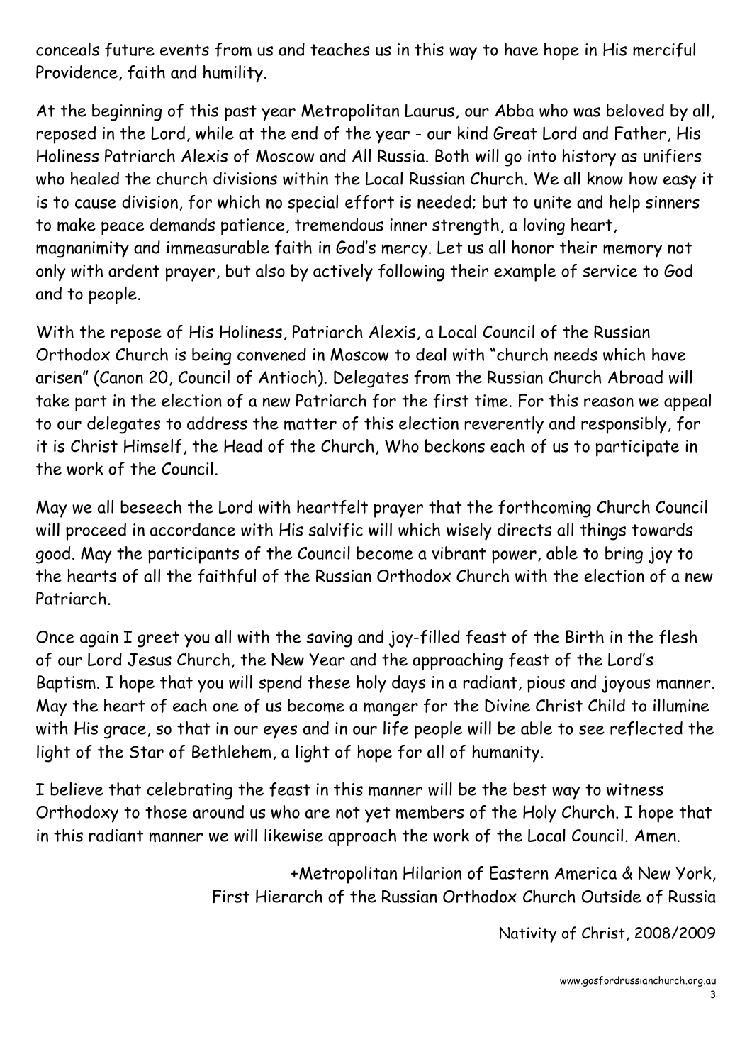conceals future events from us and teaches us in this way to have hope in His merciful Providence, faith and humility.

At the beginning of this past year Metropolitan Laurus, our Abba who was beloved by all, reposed in the Lord, while at the end of the year - our kind Great Lord and Father, His Holiness Patriarch Alexis of Moscow and All Russia. Both will go into history as unifiers who healed the church divisions within the Local Russian Church. We all know how easy it is to cause division, for which no special effort is needed; but to unite and help sinners to make peace demands patience, tremendous inner strength, a loving heart, magnanimity and immeasurable faith in God's mercy. Let us all honor their memory not only with ardent prayer, but also by actively following their example of service to God and to people.

With the repose of His Holiness, Patriarch Alexis, a Local Council of the Russian Orthodox Church is being convened in Moscow to deal with "church needs which have arisen" (Canon 20, Council of Antioch). Delegates from the Russian Church Abroad will take part in the election of a new Patriarch for the first time. For this reason we appeal to our delegates to address the matter of this election reverently and responsibly, for it is Christ Himself, the Head of the Church, Who beckons each of us to participate in the work of the Council.

May we all beseech the Lord with heartfelt prayer that the forthcoming Church Council will proceed in accordance with His salvific will which wisely directs all things towards good. May the participants of the Council become a vibrant power, able to bring joy to the hearts of all the faithful of the Russian Orthodox Church with the election of a new Patriarch.

Once again I greet you all with the saving and joy-filled feast of the Birth in the flesh of our Lord Jesus Church, the New Year and the approaching feast of the Lord's Baptism. I hope that you will spend these holy days in a radiant, pious and joyous manner. May the heart of each one of us become a manger for the Divine Christ Child to illumine with His grace, so that in our eyes and in our life people will be able to see reflected the light of the Star of Bethlehem, a light of hope for all of humanity.

I believe that celebrating the feast in this manner will be the best way to witness Orthodoxy to those around us who are not yet members of the Holy Church. I hope that in this radiant manner we will likewise approach the work of the Local Council. Amen.

+Metropolitan Hilarion of Eastern America & New York,
First Hierarch of the Russian Orthodox Church Outside of Russia

Nativity of Christ, 2008/2009

www.gosfordrussianchurch.org.au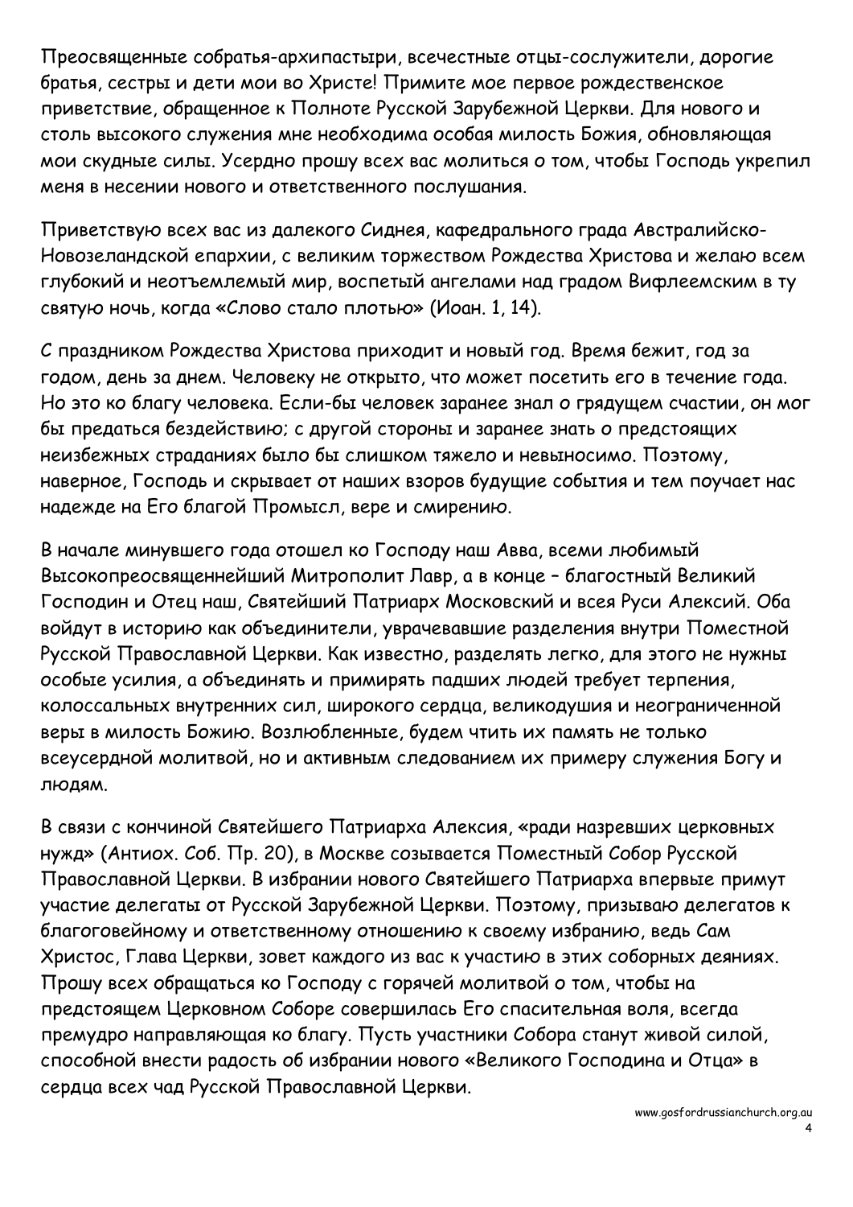Преосвященные собратья-архипастыри, всечестные отцы-сослужители, дорогие братья, сестры и дети мои во Христе! Примите мое первое рождественское приветствие, обращенное к Полноте Русской Зарубежной Церкви. Для нового и столь высокого служения мне необходима особая милость Божия, обновляющая мои скудные силы. Усердно прошу всех вас молиться о том, чтобы Господь укрепил меня в несении нового и ответственного послушания.

Приветствую всех вас из далекого Сиднея, кафедрального града Австралийско-Новозеландской епархии, с великим торжеством Рождества Христова и желаю всем глубокий и неотъемлемый мир, воспетый ангелами над градом Вифлеемским в ту святую ночь, когда «Слово стало плотью» (Иоан. 1, 14).

С праздником Рождества Христова приходит и новый год. Время бежит, год за годом, день за днем. Человеку не открыто, что может посетить его в течение года. Но это ко благу человека. Если-бы человек заранее знал о грядущем счастии, он мог бы предаться бездействию; с другой стороны и заранее знать о предстоящих неизбежных страданиях было бы слишком тяжело и невыносимо. Поэтому, наверное, Господь и скрывает от наших взоров будущие события и тем поучает нас надежде на Его благой Промысл, вере и смирению.

В начале минувшего года отошел ко Господу наш Авва, всеми любимый Высокопреосвященнейший Митрополит Лавр, а в конце – благостный Великий Господин и Отец наш, Святейший Патриарх Московский и всея Руси Алексий. Оба войдут в историю как объединители, уврачевавшие разделения внутри Поместной Русской Православной Церкви. Как известно, разделять легко, для этого не нужны особые усилия, а объединять и примирять падших людей требует терпения, колоссальных внутренних сил, широкого сердца, великодушия и неограниченной веры в милость Божию. Возлюбленные, будем чтить их память не только всеусердной молитвой, но и активным следованием их примеру служения Богу и людям.

В связи с кончиной Святейшего Патриарха Алексия, «ради назревших церковных нужд» (Антиох. Соб. Пр. 20), в Москве созывается Поместный Собор Русской Православной Церкви. В избрании нового Святейшего Патриарха впервые примут участие делегаты от Русской Зарубежной Церкви. Поэтому, призываю делегатов к благоговейному и ответственному отношению к своему избранию, ведь Сам Христос, Глава Церкви, зовет каждого из вас к участию в этих соборных деяниях. Прошу всех обращаться ко Господу с горячей молитвой о том, чтобы на предстоящем Церковном Соборе совершилась Его спасительная воля, всегда премудро направляющая ко благу. Пусть участники Собора станут живой силой, способной внести радость об избрании нового «Великого Господина и Отца» в сердца всех чад Русской Православной Церкви.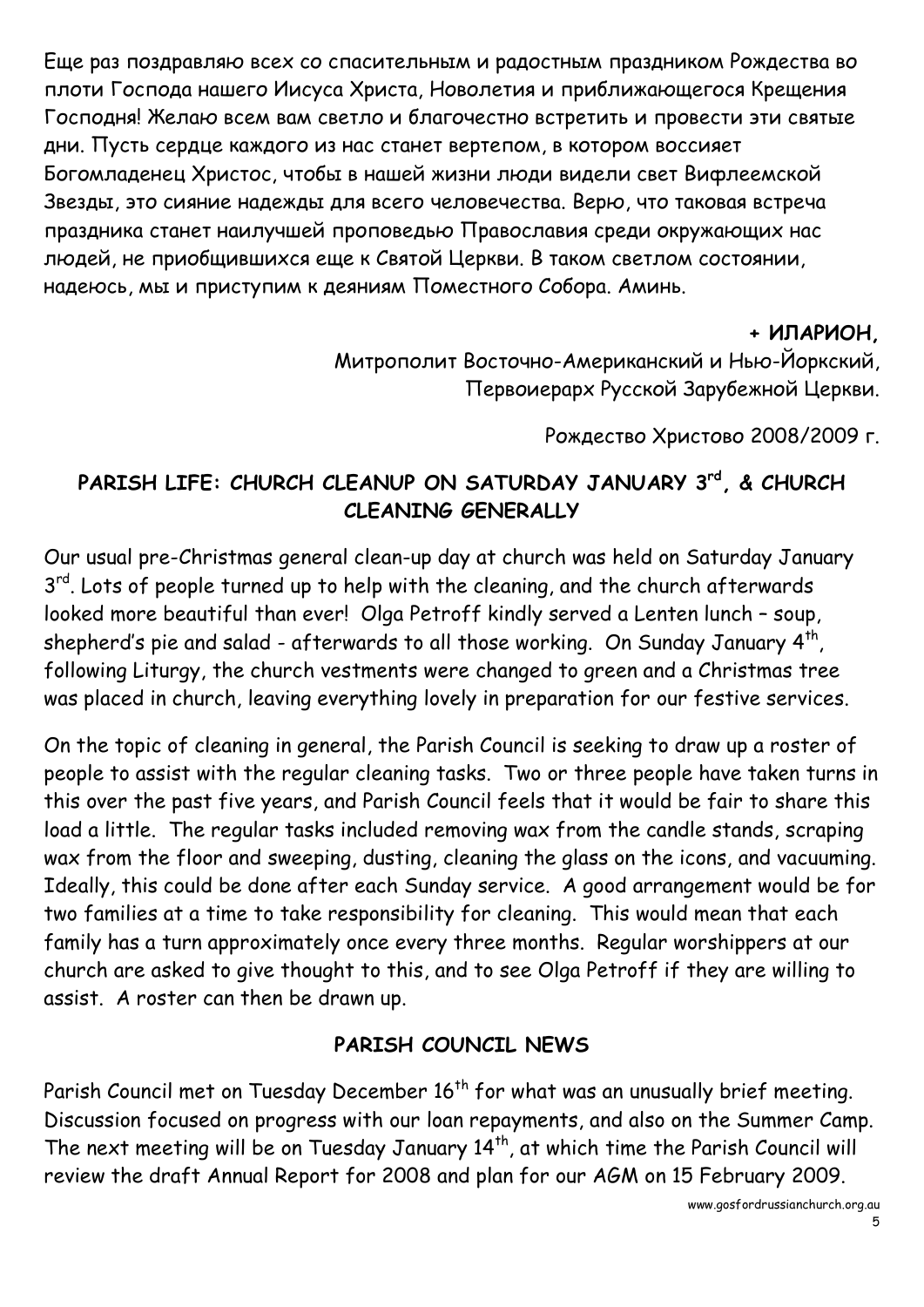Еще раз поздравляю всех со спасительным и радостным праздником Рождества во плоти Господа нашего Иисуса Христа, Новолетия и приближающегося Крещения Господня! Желаю всем вам светло и благочестно встретить и провести эти святые дни. Пусть сердце каждого из нас станет вертепом, в котором воссияет Богомладенец Христос, чтобы в нашей жизни люди видели свет Вифлеемской Звезды, это сияние надежды для всего человечества. Верю, что таковая встреча праздника станет наилучшей проповедью Православия среди окружающих нас людей, не приобщившихся еще к Святой Церкви. В таком светлом состоянии, надеюсь, мы и приступим к деяниям Поместного Собора. Аминь.

**+ ИЛАРИОН,**
Митрополит Восточно-Американский и Нью-Йоркский,
Первоиерарх Русской Зарубежной Церкви.

Рождество Христово 2008/2009 г.

## PARISH LIFE: CHURCH CLEANUP ON SATURDAY JANUARY 3rd, & CHURCH CLEANING GENERALLY

Our usual pre-Christmas general clean-up day at church was held on Saturday January 3rd. Lots of people turned up to help with the cleaning, and the church afterwards looked more beautiful than ever! Olga Petroff kindly served a Lenten lunch – soup, shepherd's pie and salad - afterwards to all those working. On Sunday January 4th, following Liturgy, the church vestments were changed to green and a Christmas tree was placed in church, leaving everything lovely in preparation for our festive services.

On the topic of cleaning in general, the Parish Council is seeking to draw up a roster of people to assist with the regular cleaning tasks. Two or three people have taken turns in this over the past five years, and Parish Council feels that it would be fair to share this load a little. The regular tasks included removing wax from the candle stands, scraping wax from the floor and sweeping, dusting, cleaning the glass on the icons, and vacuuming. Ideally, this could be done after each Sunday service. A good arrangement would be for two families at a time to take responsibility for cleaning. This would mean that each family has a turn approximately once every three months. Regular worshippers at our church are asked to give thought to this, and to see Olga Petroff if they are willing to assist. A roster can then be drawn up.

## PARISH COUNCIL NEWS

Parish Council met on Tuesday December 16th for what was an unusually brief meeting. Discussion focused on progress with our loan repayments, and also on the Summer Camp. The next meeting will be on Tuesday January 14th, at which time the Parish Council will review the draft Annual Report for 2008 and plan for our AGM on 15 February 2009.

www.gosfordrussianchurch.org.au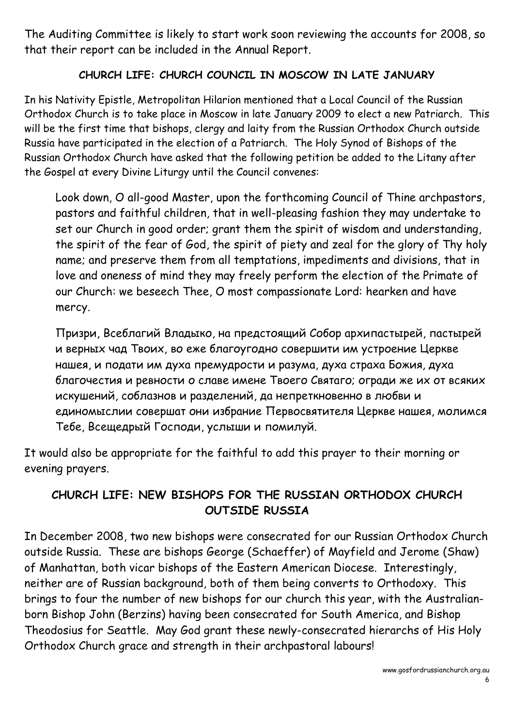The Auditing Committee is likely to start work soon reviewing the accounts for 2008, so that their report can be included in the Annual Report.

## CHURCH LIFE: CHURCH COUNCIL IN MOSCOW IN LATE JANUARY

In his Nativity Epistle, Metropolitan Hilarion mentioned that a Local Council of the Russian Orthodox Church is to take place in Moscow in late January 2009 to elect a new Patriarch. This will be the first time that bishops, clergy and laity from the Russian Orthodox Church outside Russia have participated in the election of a Patriarch. The Holy Synod of Bishops of the Russian Orthodox Church have asked that the following petition be added to the Litany after the Gospel at every Divine Liturgy until the Council convenes:

> Look down, O all-good Master, upon the forthcoming Council of Thine archpastors, pastors and faithful children, that in well-pleasing fashion they may undertake to set our Church in good order; grant them the spirit of wisdom and understanding, the spirit of the fear of God, the spirit of piety and zeal for the glory of Thy holy name; and preserve them from all temptations, impediments and divisions, that in love and oneness of mind they may freely perform the election of the Primate of our Church: we beseech Thee, O most compassionate Lord: hearken and have mercy.
>
> Призри, Всеблагий Владыко, на предстоящий Собор архипастырей, пастырей и верных чад Твоих, во еже благоугодно совершити им устроение Церкве нашея, и подати им духа премудрости и разума, духа страха Божия, духа благочестия и ревности о славе имене Твоего Святаго; огради же их от всяких искушений, соблазнов и разделений, да непреткновенно в любви и единомыслии совершат они избрание Первосвятителя Церкве нашея, молимся Тебе, Всещедрый Господи, услыши и помилуй.

It would also be appropriate for the faithful to add this prayer to their morning or evening prayers.

## CHURCH LIFE: NEW BISHOPS FOR THE RUSSIAN ORTHODOX CHURCH OUTSIDE RUSSIA

In December 2008, two new bishops were consecrated for our Russian Orthodox Church outside Russia. These are bishops George (Schaeffer) of Mayfield and Jerome (Shaw) of Manhattan, both vicar bishops of the Eastern American Diocese. Interestingly, neither are of Russian background, both of them being converts to Orthodoxy. This brings to four the number of new bishops for our church this year, with the Australian-born Bishop John (Berzins) having been consecrated for South America, and Bishop Theodosius for Seattle. May God grant these newly-consecrated hierarchs of His Holy Orthodox Church grace and strength in their archpastoral labours!

www.gosfordrussianchurch.org.au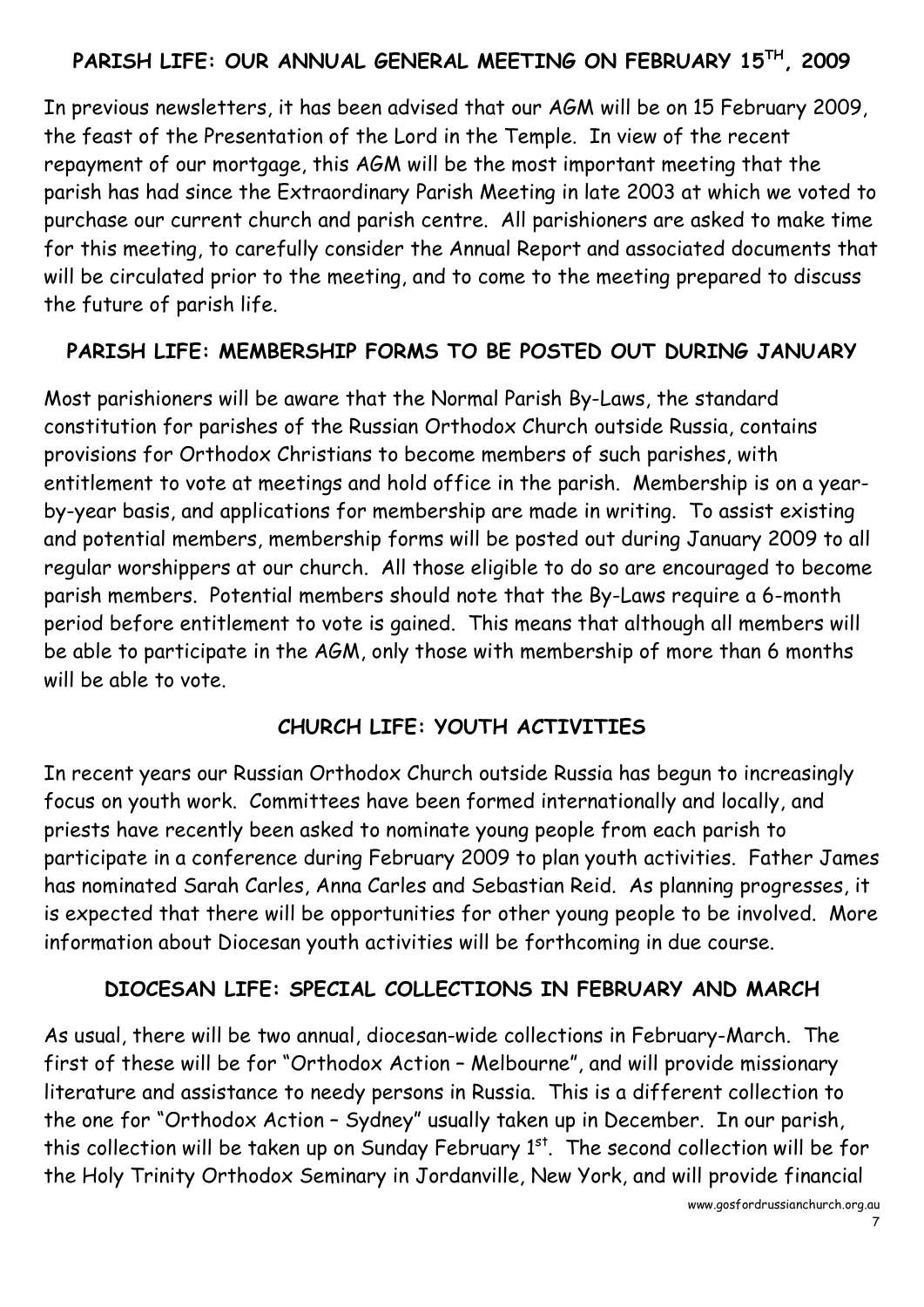## PARISH LIFE: OUR ANNUAL GENERAL MEETING ON FEBRUARY 15TH, 2009

In previous newsletters, it has been advised that our AGM will be on 15 February 2009, the feast of the Presentation of the Lord in the Temple. In view of the recent repayment of our mortgage, this AGM will be the most important meeting that the parish has had since the Extraordinary Parish Meeting in late 2003 at which we voted to purchase our current church and parish centre. All parishioners are asked to make time for this meeting, to carefully consider the Annual Report and associated documents that will be circulated prior to the meeting, and to come to the meeting prepared to discuss the future of parish life.

## PARISH LIFE: MEMBERSHIP FORMS TO BE POSTED OUT DURING JANUARY

Most parishioners will be aware that the Normal Parish By-Laws, the standard constitution for parishes of the Russian Orthodox Church outside Russia, contains provisions for Orthodox Christians to become members of such parishes, with entitlement to vote at meetings and hold office in the parish. Membership is on a year-by-year basis, and applications for membership are made in writing. To assist existing and potential members, membership forms will be posted out during January 2009 to all regular worshippers at our church. All those eligible to do so are encouraged to become parish members. Potential members should note that the By-Laws require a 6-month period before entitlement to vote is gained. This means that although all members will be able to participate in the AGM, only those with membership of more than 6 months will be able to vote.

## CHURCH LIFE: YOUTH ACTIVITIES

In recent years our Russian Orthodox Church outside Russia has begun to increasingly focus on youth work. Committees have been formed internationally and locally, and priests have recently been asked to nominate young people from each parish to participate in a conference during February 2009 to plan youth activities. Father James has nominated Sarah Carles, Anna Carles and Sebastian Reid. As planning progresses, it is expected that there will be opportunities for other young people to be involved. More information about Diocesan youth activities will be forthcoming in due course.

## DIOCESAN LIFE: SPECIAL COLLECTIONS IN FEBRUARY AND MARCH

As usual, there will be two annual, diocesan-wide collections in February-March. The first of these will be for "Orthodox Action – Melbourne", and will provide missionary literature and assistance to needy persons in Russia. This is a different collection to the one for "Orthodox Action – Sydney" usually taken up in December. In our parish, this collection will be taken up on Sunday February 1st. The second collection will be for the Holy Trinity Orthodox Seminary in Jordanville, New York, and will provide financial

www.gosfordrussianchurch.org.au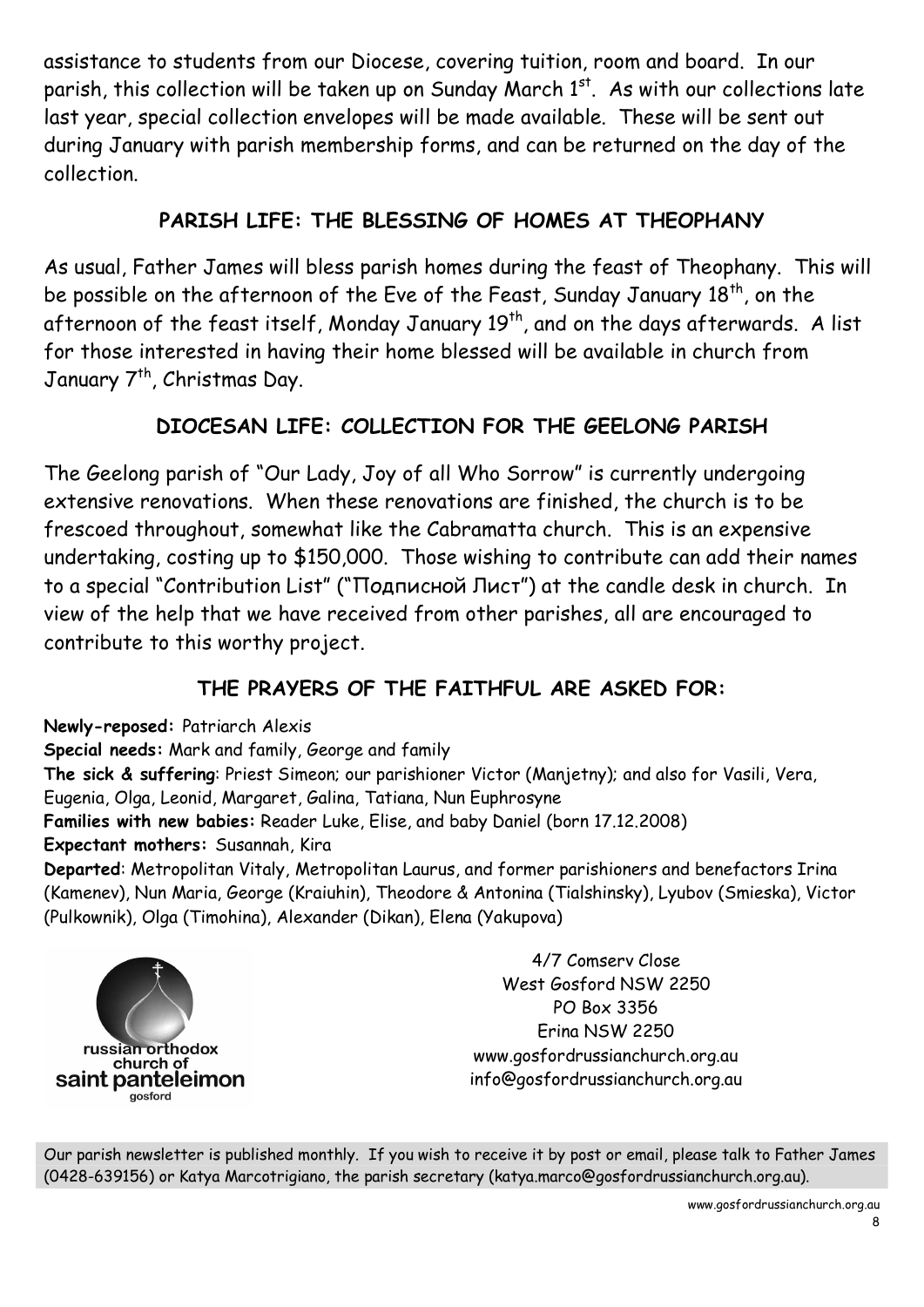assistance to students from our Diocese, covering tuition, room and board. In our parish, this collection will be taken up on Sunday March 1st. As with our collections late last year, special collection envelopes will be made available. These will be sent out during January with parish membership forms, and can be returned on the day of the collection.

## PARISH LIFE: THE BLESSING OF HOMES AT THEOPHANY

As usual, Father James will bless parish homes during the feast of Theophany. This will be possible on the afternoon of the Eve of the Feast, Sunday January 18th, on the afternoon of the feast itself, Monday January 19th, and on the days afterwards. A list for those interested in having their home blessed will be available in church from January 7th, Christmas Day.

## DIOCESAN LIFE: COLLECTION FOR THE GEELONG PARISH

The Geelong parish of "Our Lady, Joy of all Who Sorrow" is currently undergoing extensive renovations. When these renovations are finished, the church is to be frescoed throughout, somewhat like the Cabramatta church. This is an expensive undertaking, costing up to $150,000. Those wishing to contribute can add their names to a special "Contribution List" ("Подписной Лист") at the candle desk in church. In view of the help that we have received from other parishes, all are encouraged to contribute to this worthy project.

## THE PRAYERS OF THE FAITHFUL ARE ASKED FOR:

**Newly-reposed:** Patriarch Alexis
**Special needs:** Mark and family, George and family
**The sick & suffering**: Priest Simeon; our parishioner Victor (Manjetny); and also for Vasili, Vera, Eugenia, Olga, Leonid, Margaret, Galina, Tatiana, Nun Euphrosyne
**Families with new babies:** Reader Luke, Elise, and baby Daniel (born 17.12.2008)
**Expectant mothers:** Susannah, Kira
**Departed**: Metropolitan Vitaly, Metropolitan Laurus, and former parishioners and benefactors Irina (Kamenev), Nun Maria, George (Kraiuhin), Theodore & Antonina (Tialshinsky), Lyubov (Smieska), Victor (Pulkownik), Olga (Timohina), Alexander (Dikan), Elena (Yakupova)

russian orthodox church of saint panteleimon gosford

4/7 Comserv Close
West Gosford NSW 2250
PO Box 3356
Erina NSW 2250
www.gosfordrussianchurch.org.au
info@gosfordrussianchurch.org.au

Our parish newsletter is published monthly. If you wish to receive it by post or email, please talk to Father James (0428-639156) or Katya Marcotrigiano, the parish secretary (katya.marco@gosfordrussianchurch.org.au).